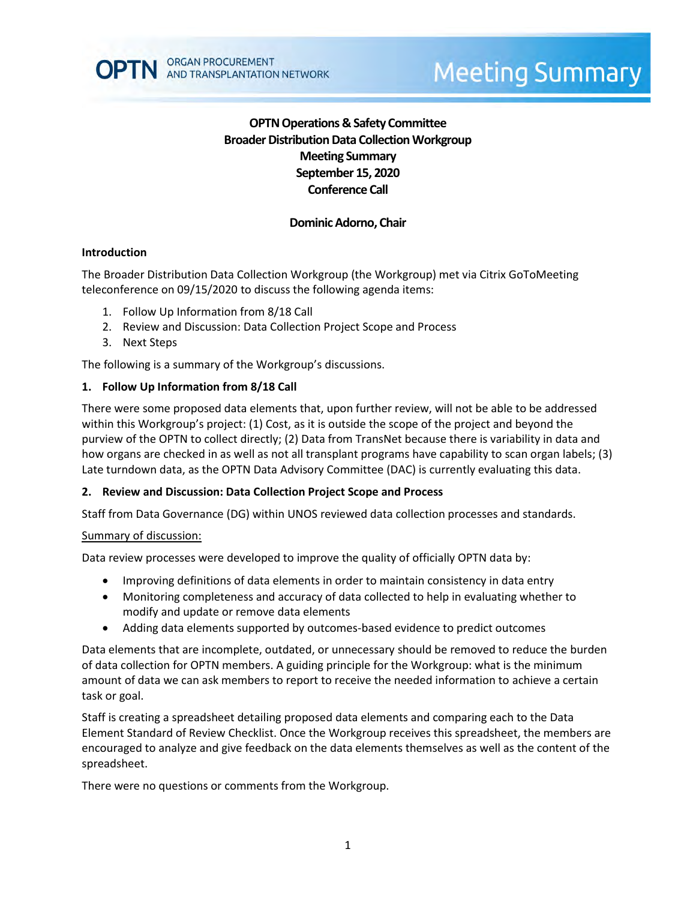OPTN ORGAN PROCUREMENT AND TRANSPLANTATION NETWORK

# Meeting Summary

**OPTN Operations & Safety Committee**
**Broader Distribution Data Collection Workgroup**
**Meeting Summary**
**September 15, 2020**
**Conference Call**

**Dominic Adorno, Chair**

## Introduction

The Broader Distribution Data Collection Workgroup (the Workgroup) met via Citrix GoToMeeting teleconference on 09/15/2020 to discuss the following agenda items:

1. Follow Up Information from 8/18 Call
2. Review and Discussion: Data Collection Project Scope and Process
3. Next Steps

The following is a summary of the Workgroup's discussions.

## 1. Follow Up Information from 8/18 Call

There were some proposed data elements that, upon further review, will not be able to be addressed within this Workgroup's project: (1) Cost, as it is outside the scope of the project and beyond the purview of the OPTN to collect directly; (2) Data from TransNet because there is variability in data and how organs are checked in as well as not all transplant programs have capability to scan organ labels; (3) Late turndown data, as the OPTN Data Advisory Committee (DAC) is currently evaluating this data.

## 2. Review and Discussion: Data Collection Project Scope and Process

Staff from Data Governance (DG) within UNOS reviewed data collection processes and standards.

Summary of discussion:

Data review processes were developed to improve the quality of officially OPTN data by:

- Improving definitions of data elements in order to maintain consistency in data entry
- Monitoring completeness and accuracy of data collected to help in evaluating whether to modify and update or remove data elements
- Adding data elements supported by outcomes-based evidence to predict outcomes

Data elements that are incomplete, outdated, or unnecessary should be removed to reduce the burden of data collection for OPTN members. A guiding principle for the Workgroup: what is the minimum amount of data we can ask members to report to receive the needed information to achieve a certain task or goal.

Staff is creating a spreadsheet detailing proposed data elements and comparing each to the Data Element Standard of Review Checklist. Once the Workgroup receives this spreadsheet, the members are encouraged to analyze and give feedback on the data elements themselves as well as the content of the spreadsheet.

There were no questions or comments from the Workgroup.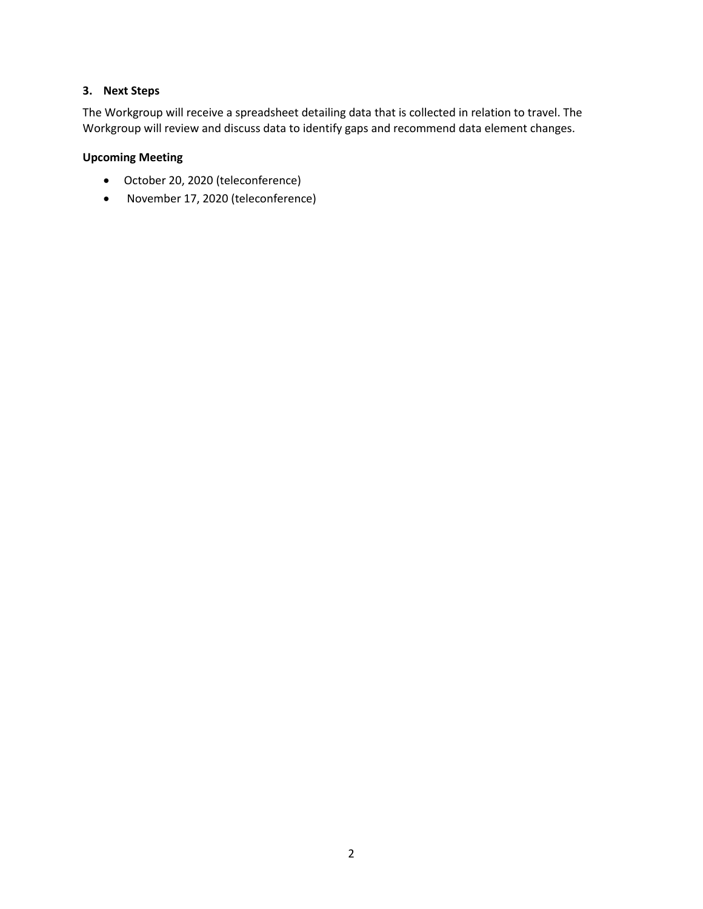### 3. Next Steps

The Workgroup will receive a spreadsheet detailing data that is collected in relation to travel. The Workgroup will review and discuss data to identify gaps and recommend data element changes.

**Upcoming Meeting**

- October 20, 2020 (teleconference)
- November 17, 2020 (teleconference)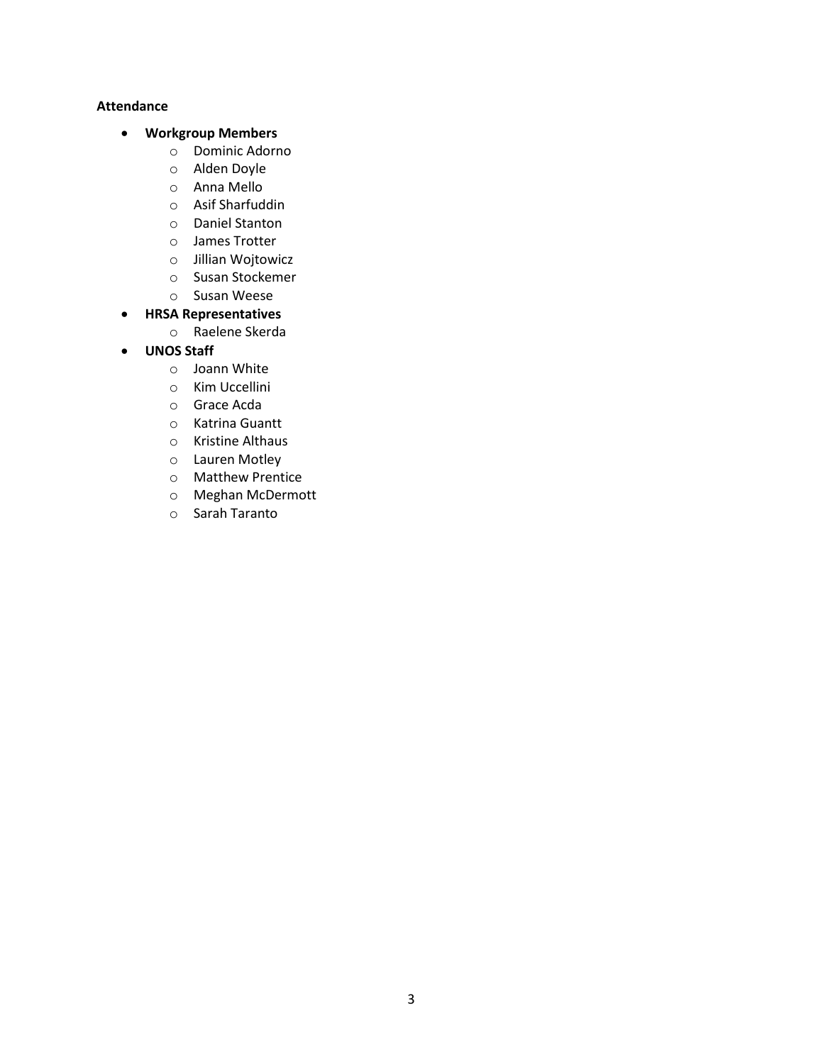**Attendance**

- **Workgroup Members**
  - Dominic Adorno
  - Alden Doyle
  - Anna Mello
  - Asif Sharfuddin
  - Daniel Stanton
  - James Trotter
  - Jillian Wojtowicz
  - Susan Stockemer
  - Susan Weese
- **HRSA Representatives**
  - Raelene Skerda
- **UNOS Staff**
  - Joann White
  - Kim Uccellini
  - Grace Acda
  - Katrina Guantt
  - Kristine Althaus
  - Lauren Motley
  - Matthew Prentice
  - Meghan McDermott
  - Sarah Taranto